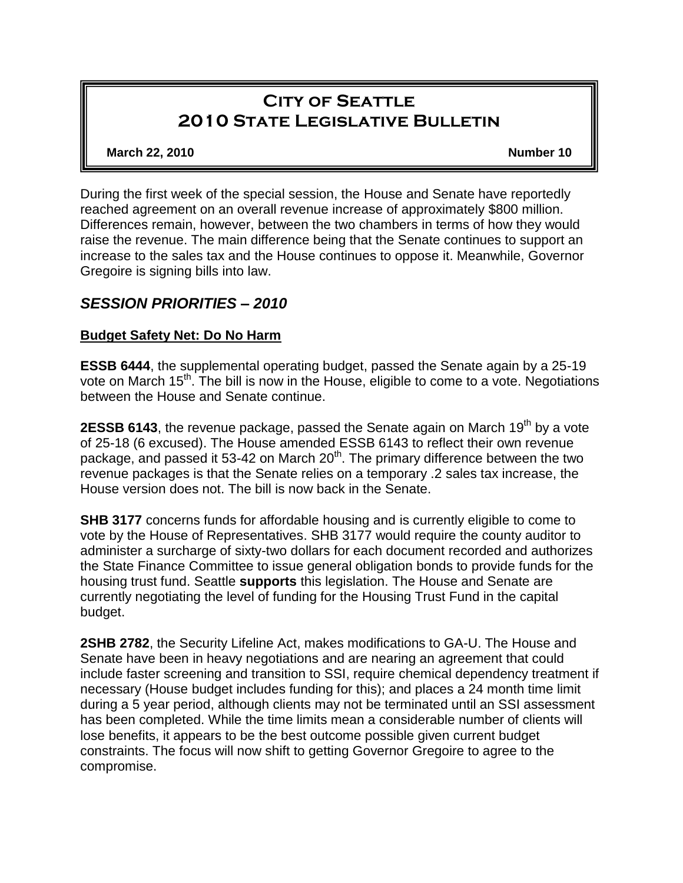# City of Seattle
# 2010 State Legislative Bulletin

**March 22, 2010** **Number 10**

During the first week of the special session, the House and Senate have reportedly reached agreement on an overall revenue increase of approximately $800 million. Differences remain, however, between the two chambers in terms of how they would raise the revenue. The main difference being that the Senate continues to support an increase to the sales tax and the House continues to oppose it. Meanwhile, Governor Gregoire is signing bills into law.

## *SESSION PRIORITIES – 2010*

### Budget Safety Net: Do No Harm

**ESSB 6444**, the supplemental operating budget, passed the Senate again by a 25-19 vote on March 15th. The bill is now in the House, eligible to come to a vote. Negotiations between the House and Senate continue.

**2ESSB 6143**, the revenue package, passed the Senate again on March 19th by a vote of 25-18 (6 excused). The House amended ESSB 6143 to reflect their own revenue package, and passed it 53-42 on March 20th. The primary difference between the two revenue packages is that the Senate relies on a temporary .2 sales tax increase, the House version does not. The bill is now back in the Senate.

**SHB 3177** concerns funds for affordable housing and is currently eligible to come to vote by the House of Representatives. SHB 3177 would require the county auditor to administer a surcharge of sixty-two dollars for each document recorded and authorizes the State Finance Committee to issue general obligation bonds to provide funds for the housing trust fund. Seattle **supports** this legislation. The House and Senate are currently negotiating the level of funding for the Housing Trust Fund in the capital budget.

**2SHB 2782**, the Security Lifeline Act, makes modifications to GA-U. The House and Senate have been in heavy negotiations and are nearing an agreement that could include faster screening and transition to SSI, require chemical dependency treatment if necessary (House budget includes funding for this); and places a 24 month time limit during a 5 year period, although clients may not be terminated until an SSI assessment has been completed. While the time limits mean a considerable number of clients will lose benefits, it appears to be the best outcome possible given current budget constraints. The focus will now shift to getting Governor Gregoire to agree to the compromise.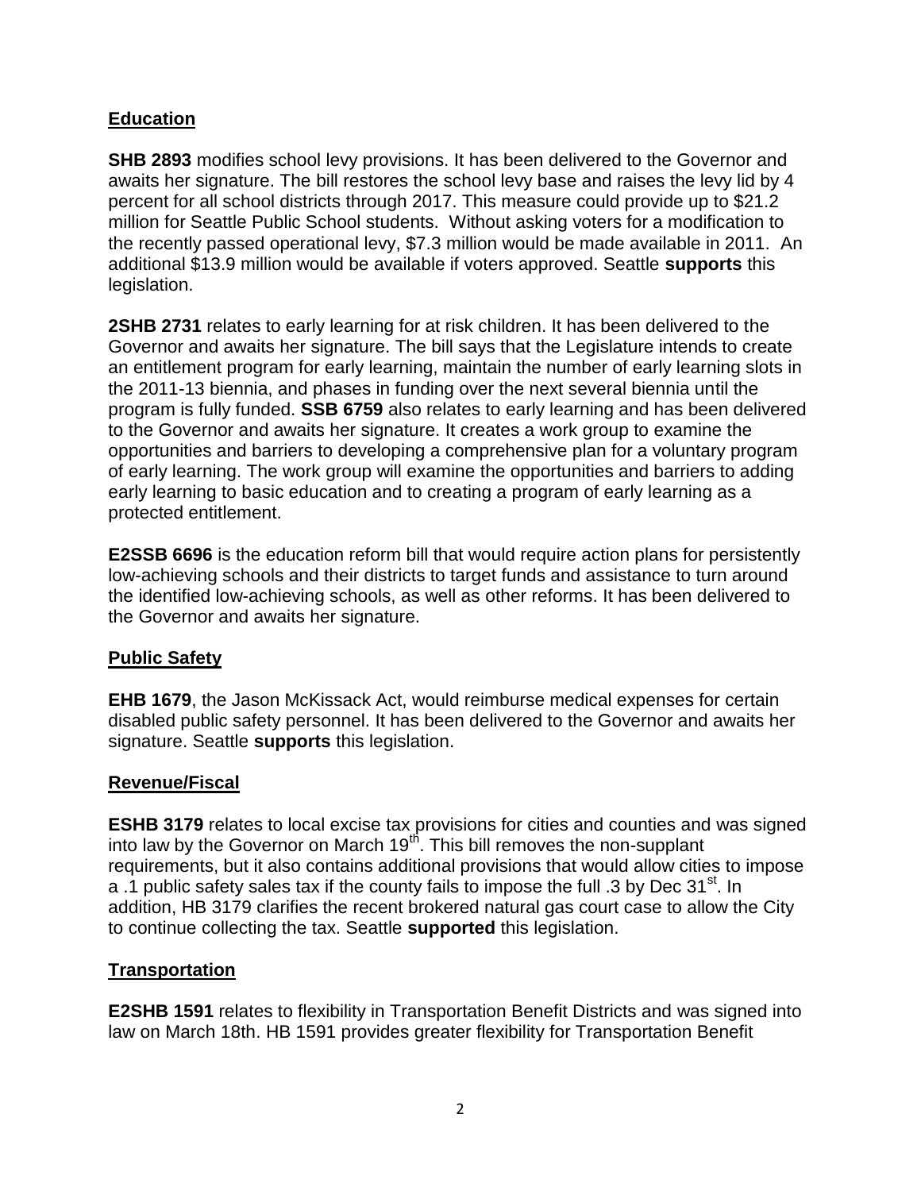## Education

**SHB 2893** modifies school levy provisions. It has been delivered to the Governor and awaits her signature. The bill restores the school levy base and raises the levy lid by 4 percent for all school districts through 2017. This measure could provide up to $21.2 million for Seattle Public School students. Without asking voters for a modification to the recently passed operational levy, $7.3 million would be made available in 2011. An additional $13.9 million would be available if voters approved. Seattle **supports** this legislation.

**2SHB 2731** relates to early learning for at risk children. It has been delivered to the Governor and awaits her signature. The bill says that the Legislature intends to create an entitlement program for early learning, maintain the number of early learning slots in the 2011-13 biennia, and phases in funding over the next several biennia until the program is fully funded. **SSB 6759** also relates to early learning and has been delivered to the Governor and awaits her signature. It creates a work group to examine the opportunities and barriers to developing a comprehensive plan for a voluntary program of early learning. The work group will examine the opportunities and barriers to adding early learning to basic education and to creating a program of early learning as a protected entitlement.

**E2SSB 6696** is the education reform bill that would require action plans for persistently low-achieving schools and their districts to target funds and assistance to turn around the identified low-achieving schools, as well as other reforms. It has been delivered to the Governor and awaits her signature.

## Public Safety

**EHB 1679**, the Jason McKissack Act, would reimburse medical expenses for certain disabled public safety personnel. It has been delivered to the Governor and awaits her signature. Seattle **supports** this legislation.

## Revenue/Fiscal

**ESHB 3179** relates to local excise tax provisions for cities and counties and was signed into law by the Governor on March 19th. This bill removes the non-supplant requirements, but it also contains additional provisions that would allow cities to impose a .1 public safety sales tax if the county fails to impose the full .3 by Dec 31st. In addition, HB 3179 clarifies the recent brokered natural gas court case to allow the City to continue collecting the tax. Seattle **supported** this legislation.

## Transportation

**E2SHB 1591** relates to flexibility in Transportation Benefit Districts and was signed into law on March 18th. HB 1591 provides greater flexibility for Transportation Benefit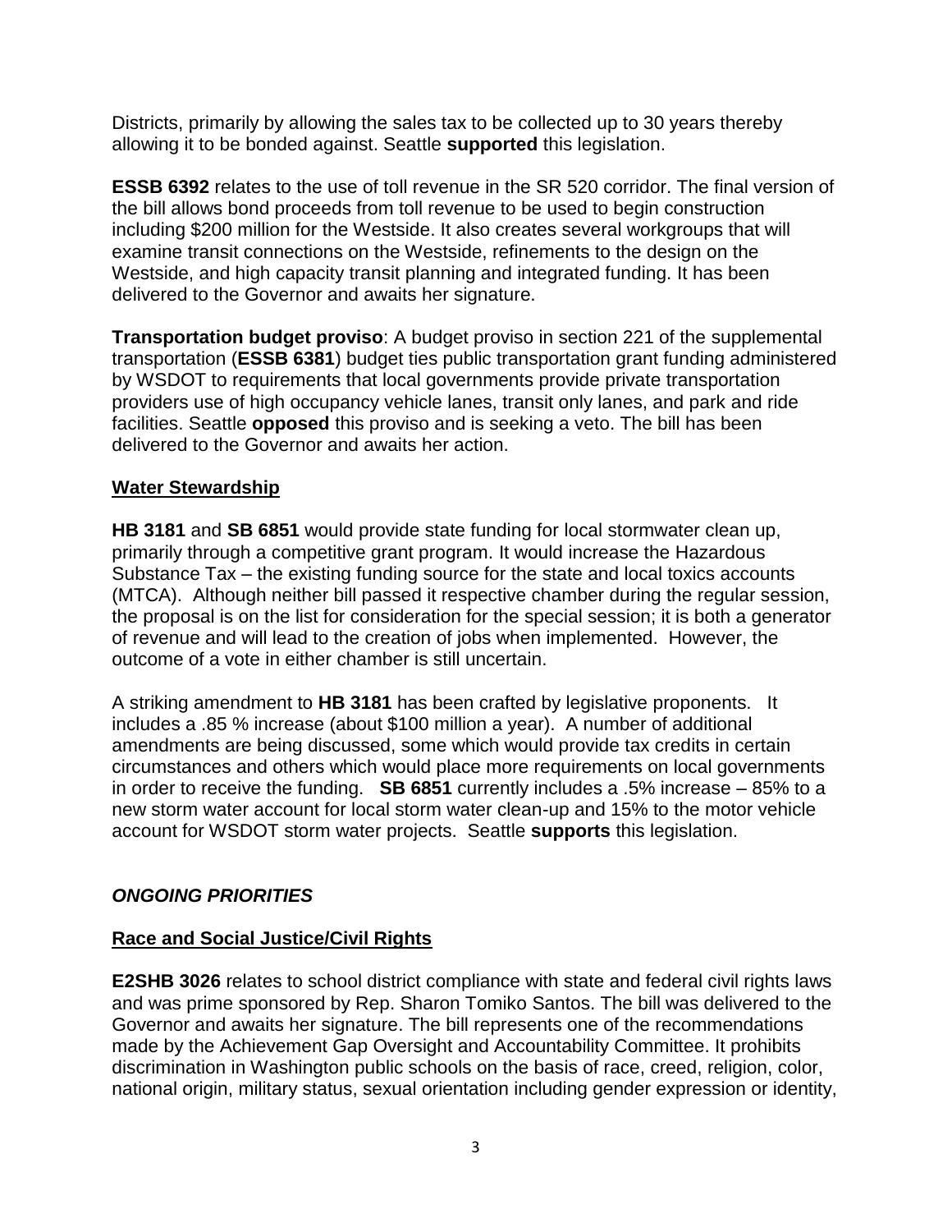Districts, primarily by allowing the sales tax to be collected up to 30 years thereby allowing it to be bonded against. Seattle **supported** this legislation.

**ESSB 6392** relates to the use of toll revenue in the SR 520 corridor. The final version of the bill allows bond proceeds from toll revenue to be used to begin construction including $200 million for the Westside. It also creates several workgroups that will examine transit connections on the Westside, refinements to the design on the Westside, and high capacity transit planning and integrated funding. It has been delivered to the Governor and awaits her signature.

**Transportation budget proviso**: A budget proviso in section 221 of the supplemental transportation (**ESSB 6381**) budget ties public transportation grant funding administered by WSDOT to requirements that local governments provide private transportation providers use of high occupancy vehicle lanes, transit only lanes, and park and ride facilities. Seattle **opposed** this proviso and is seeking a veto. The bill has been delivered to the Governor and awaits her action.

## Water Stewardship

**HB 3181** and **SB 6851** would provide state funding for local stormwater clean up, primarily through a competitive grant program. It would increase the Hazardous Substance Tax – the existing funding source for the state and local toxics accounts (MTCA). Although neither bill passed it respective chamber during the regular session, the proposal is on the list for consideration for the special session; it is both a generator of revenue and will lead to the creation of jobs when implemented. However, the outcome of a vote in either chamber is still uncertain.

A striking amendment to **HB 3181** has been crafted by legislative proponents. It includes a .85 % increase (about $100 million a year). A number of additional amendments are being discussed, some which would provide tax credits in certain circumstances and others which would place more requirements on local governments in order to receive the funding. **SB 6851** currently includes a .5% increase – 85% to a new storm water account for local storm water clean-up and 15% to the motor vehicle account for WSDOT storm water projects. Seattle **supports** this legislation.

## *ONGOING PRIORITIES*

## Race and Social Justice/Civil Rights

**E2SHB 3026** relates to school district compliance with state and federal civil rights laws and was prime sponsored by Rep. Sharon Tomiko Santos. The bill was delivered to the Governor and awaits her signature. The bill represents one of the recommendations made by the Achievement Gap Oversight and Accountability Committee. It prohibits discrimination in Washington public schools on the basis of race, creed, religion, color, national origin, military status, sexual orientation including gender expression or identity,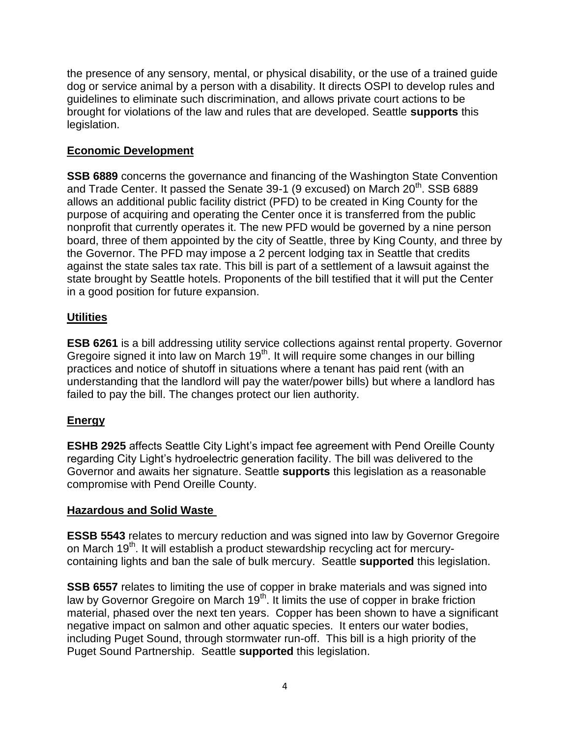the presence of any sensory, mental, or physical disability, or the use of a trained guide dog or service animal by a person with a disability. It directs OSPI to develop rules and guidelines to eliminate such discrimination, and allows private court actions to be brought for violations of the law and rules that are developed. Seattle **supports** this legislation.

## Economic Development

**SSB 6889** concerns the governance and financing of the Washington State Convention and Trade Center. It passed the Senate 39-1 (9 excused) on March 20th. SSB 6889 allows an additional public facility district (PFD) to be created in King County for the purpose of acquiring and operating the Center once it is transferred from the public nonprofit that currently operates it. The new PFD would be governed by a nine person board, three of them appointed by the city of Seattle, three by King County, and three by the Governor. The PFD may impose a 2 percent lodging tax in Seattle that credits against the state sales tax rate. This bill is part of a settlement of a lawsuit against the state brought by Seattle hotels. Proponents of the bill testified that it will put the Center in a good position for future expansion.

## Utilities

**ESB 6261** is a bill addressing utility service collections against rental property. Governor Gregoire signed it into law on March 19th. It will require some changes in our billing practices and notice of shutoff in situations where a tenant has paid rent (with an understanding that the landlord will pay the water/power bills) but where a landlord has failed to pay the bill. The changes protect our lien authority.

## Energy

**ESHB 2925** affects Seattle City Light's impact fee agreement with Pend Oreille County regarding City Light's hydroelectric generation facility. The bill was delivered to the Governor and awaits her signature. Seattle **supports** this legislation as a reasonable compromise with Pend Oreille County.

## Hazardous and Solid Waste

**ESSB 5543** relates to mercury reduction and was signed into law by Governor Gregoire on March 19th. It will establish a product stewardship recycling act for mercury-containing lights and ban the sale of bulk mercury. Seattle **supported** this legislation.

**SSB 6557** relates to limiting the use of copper in brake materials and was signed into law by Governor Gregoire on March 19th. It limits the use of copper in brake friction material, phased over the next ten years. Copper has been shown to have a significant negative impact on salmon and other aquatic species. It enters our water bodies, including Puget Sound, through stormwater run-off. This bill is a high priority of the Puget Sound Partnership. Seattle **supported** this legislation.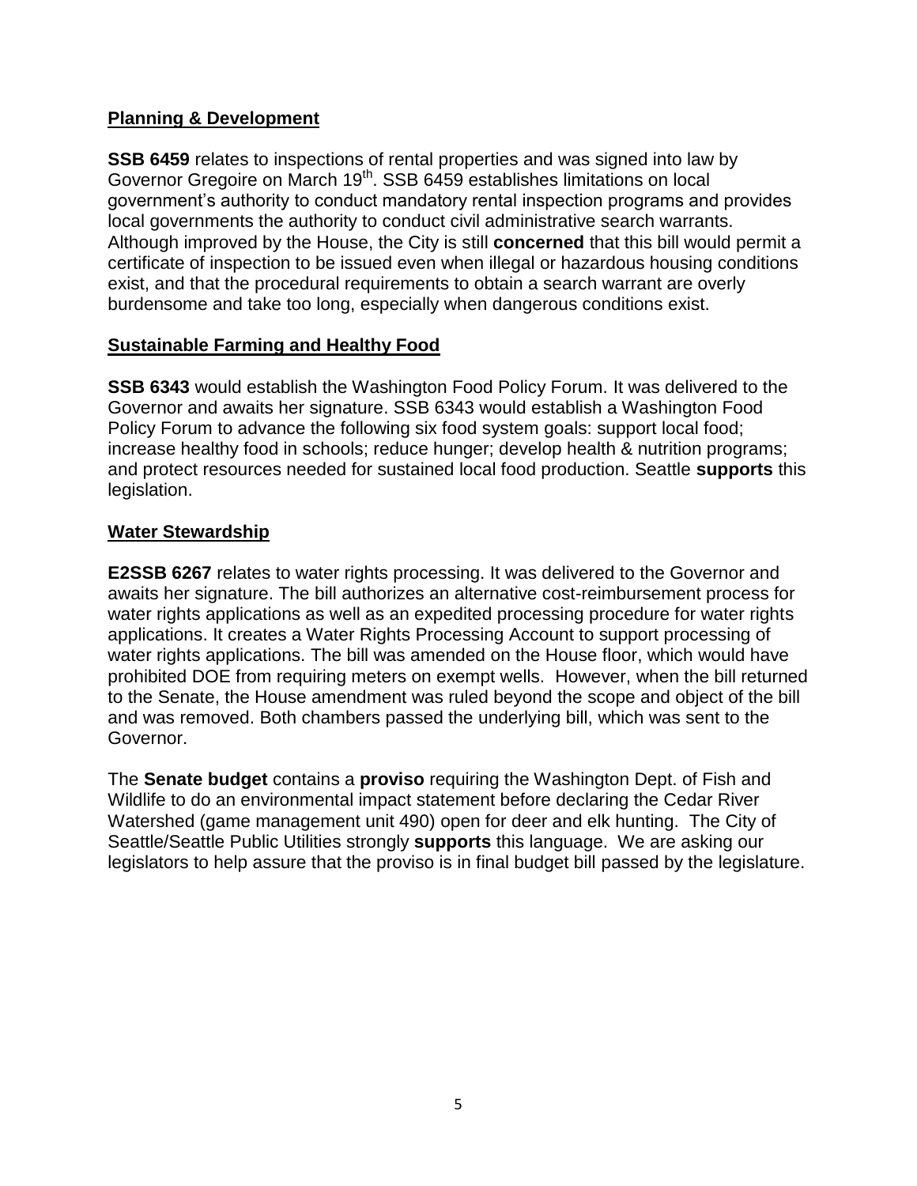## Planning & Development

**SSB 6459** relates to inspections of rental properties and was signed into law by Governor Gregoire on March 19th. SSB 6459 establishes limitations on local government's authority to conduct mandatory rental inspection programs and provides local governments the authority to conduct civil administrative search warrants. Although improved by the House, the City is still **concerned** that this bill would permit a certificate of inspection to be issued even when illegal or hazardous housing conditions exist, and that the procedural requirements to obtain a search warrant are overly burdensome and take too long, especially when dangerous conditions exist.

## Sustainable Farming and Healthy Food

**SSB 6343** would establish the Washington Food Policy Forum. It was delivered to the Governor and awaits her signature. SSB 6343 would establish a Washington Food Policy Forum to advance the following six food system goals: support local food; increase healthy food in schools; reduce hunger; develop health & nutrition programs; and protect resources needed for sustained local food production. Seattle **supports** this legislation.

## Water Stewardship

**E2SSB 6267** relates to water rights processing. It was delivered to the Governor and awaits her signature. The bill authorizes an alternative cost-reimbursement process for water rights applications as well as an expedited processing procedure for water rights applications. It creates a Water Rights Processing Account to support processing of water rights applications. The bill was amended on the House floor, which would have prohibited DOE from requiring meters on exempt wells. However, when the bill returned to the Senate, the House amendment was ruled beyond the scope and object of the bill and was removed. Both chambers passed the underlying bill, which was sent to the Governor.

The **Senate budget** contains a **proviso** requiring the Washington Dept. of Fish and Wildlife to do an environmental impact statement before declaring the Cedar River Watershed (game management unit 490) open for deer and elk hunting. The City of Seattle/Seattle Public Utilities strongly **supports** this language. We are asking our legislators to help assure that the proviso is in final budget bill passed by the legislature.